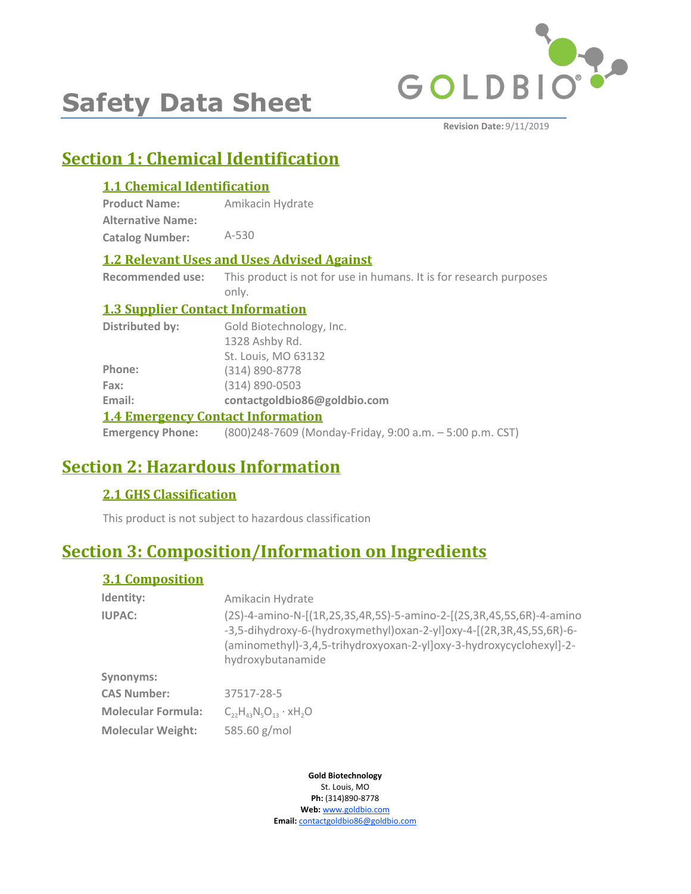# Safety Data Sheet

**Revision Date:** 9/11/2019

## Section 1: Chemical Identification

### 1.1 Chemical Identification

**Product Name:** Amikacin Hydrate

**Alternative Name:**

**Catalog Number:** A-530

### 1.2 Relevant Uses and Uses Advised Against

**Recommended use:** This product is not for use in humans. It is for research purposes only.

### 1.3 Supplier Contact Information

**Distributed by:** Gold Biotechnology, Inc.
1328 Ashby Rd.
St. Louis, MO 63132

**Phone:** (314) 890-8778

**Fax:** (314) 890-0503

**Email:** **contactgoldbio86@goldbio.com**

### 1.4 Emergency Contact Information

**Emergency Phone:** (800)248-7609 (Monday-Friday, 9:00 a.m. – 5:00 p.m. CST)

## Section 2: Hazardous Information

### 2.1 GHS Classification

This product is not subject to hazardous classification

## Section 3: Composition/Information on Ingredients

### 3.1 Composition

**Identity:** Amikacin Hydrate

**IUPAC:** (2S)-4-amino-N-[(1R,2S,3S,4R,5S)-5-amino-2-[(2S,3R,4S,5S,6R)-4-amino-3,5-dihydroxy-6-(hydroxymethyl)oxan-2-yl]oxy-4-[(2R,3R,4S,5S,6R)-6-(aminomethyl)-3,4,5-trihydroxyoxan-2-yl]oxy-3-hydroxycyclohexyl]-2-hydroxybutanamide

**Synonyms:**

**CAS Number:** 37517-28-5

**Molecular Formula:** $C_{22}H_{43}N_5O_{13} \cdot xH_2O$

**Molecular Weight:** 585.60 g/mol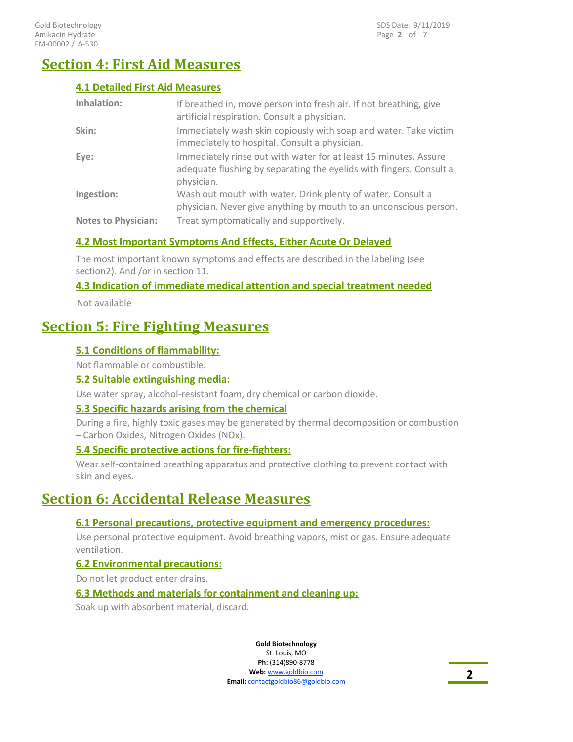# Section 4: First Aid Measures

## 4.1 Detailed First Aid Measures

| | |
|---|---|
| **Inhalation:** | If breathed in, move person into fresh air. If not breathing, give artificial respiration. Consult a physician. |
| **Skin:** | Immediately wash skin copiously with soap and water. Take victim immediately to hospital. Consult a physician. |
| **Eye:** | Immediately rinse out with water for at least 15 minutes. Assure adequate flushing by separating the eyelids with fingers. Consult a physician. |
| **Ingestion:** | Wash out mouth with water. Drink plenty of water. Consult a physician. Never give anything by mouth to an unconscious person. |
| **Notes to Physician:** | Treat symptomatically and supportively. |

## 4.2 Most Important Symptoms And Effects, Either Acute Or Delayed

The most important known symptoms and effects are described in the labeling (see section2). And /or in section 11.

## 4.3 Indication of immediate medical attention and special treatment needed

Not available

# Section 5: Fire Fighting Measures

## 5.1 Conditions of flammability:

Not flammable or combustible.

## 5.2 Suitable extinguishing media:

Use water spray, alcohol-resistant foam, dry chemical or carbon dioxide.

## 5.3 Specific hazards arising from the chemical

During a fire, highly toxic gases may be generated by thermal decomposition or combustion – Carbon Oxides, Nitrogen Oxides (NOx).

## 5.4 Specific protective actions for fire-fighters:

Wear self-contained breathing apparatus and protective clothing to prevent contact with skin and eyes.

# Section 6: Accidental Release Measures

## 6.1 Personal precautions, protective equipment and emergency procedures:

Use personal protective equipment. Avoid breathing vapors, mist or gas. Ensure adequate ventilation.

## 6.2 Environmental precautions:

Do not let product enter drains.

## 6.3 Methods and materials for containment and cleaning up:

Soak up with absorbent material, discard.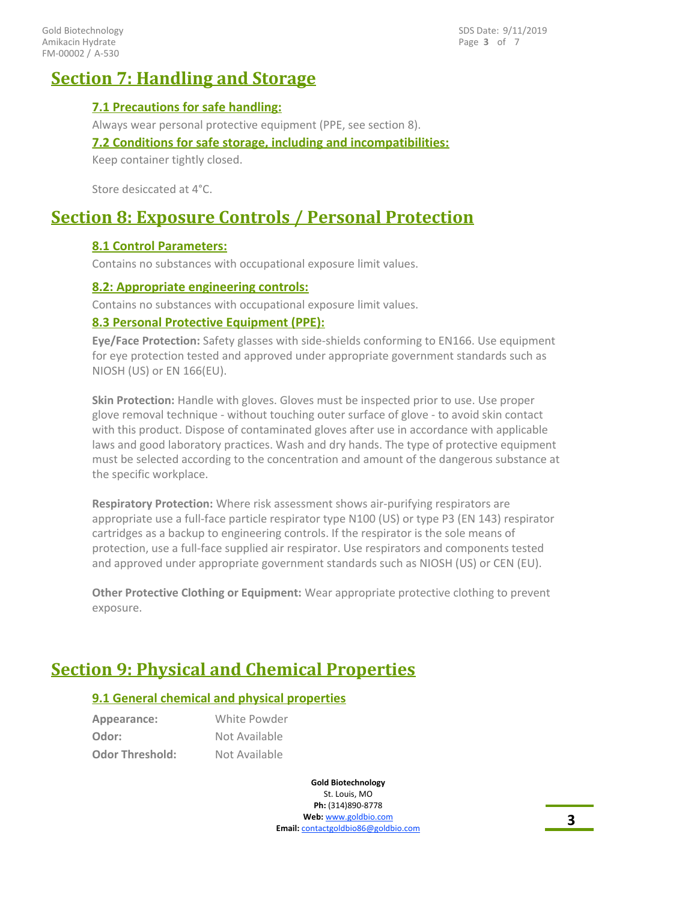## Section 7: Handling and Storage

### 7.1 Precautions for safe handling:

Always wear personal protective equipment (PPE, see section 8).

### 7.2 Conditions for safe storage, including and incompatibilities:

Keep container tightly closed.

Store desiccated at 4°C.

## Section 8: Exposure Controls / Personal Protection

### 8.1 Control Parameters:

Contains no substances with occupational exposure limit values.

### 8.2: Appropriate engineering controls:

Contains no substances with occupational exposure limit values.

### 8.3 Personal Protective Equipment (PPE):

**Eye/Face Protection:** Safety glasses with side-shields conforming to EN166. Use equipment for eye protection tested and approved under appropriate government standards such as NIOSH (US) or EN 166(EU).

**Skin Protection:** Handle with gloves. Gloves must be inspected prior to use. Use proper glove removal technique - without touching outer surface of glove - to avoid skin contact with this product. Dispose of contaminated gloves after use in accordance with applicable laws and good laboratory practices. Wash and dry hands. The type of protective equipment must be selected according to the concentration and amount of the dangerous substance at the specific workplace.

**Respiratory Protection:** Where risk assessment shows air-purifying respirators are appropriate use a full-face particle respirator type N100 (US) or type P3 (EN 143) respirator cartridges as a backup to engineering controls. If the respirator is the sole means of protection, use a full-face supplied air respirator. Use respirators and components tested and approved under appropriate government standards such as NIOSH (US) or CEN (EU).

**Other Protective Clothing or Equipment:** Wear appropriate protective clothing to prevent exposure.

## Section 9: Physical and Chemical Properties

### 9.1 General chemical and physical properties

| | |
|---|---|
| **Appearance:** | White Powder |
| **Odor:** | Not Available |
| **Odor Threshold:** | Not Available |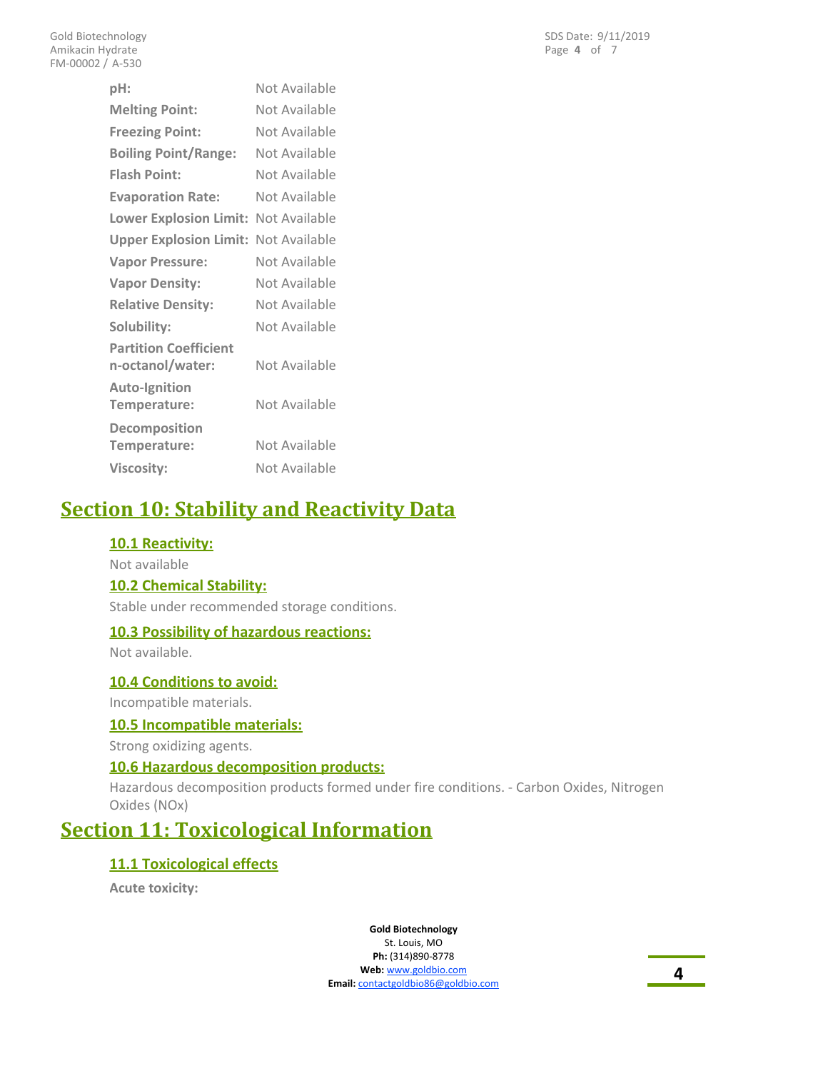| | |
|---|---|
| **pH:** | Not Available |
| **Melting Point:** | Not Available |
| **Freezing Point:** | Not Available |
| **Boiling Point/Range:** | Not Available |
| **Flash Point:** | Not Available |
| **Evaporation Rate:** | Not Available |
| **Lower Explosion Limit:** | Not Available |
| **Upper Explosion Limit:** | Not Available |
| **Vapor Pressure:** | Not Available |
| **Vapor Density:** | Not Available |
| **Relative Density:** | Not Available |
| **Solubility:** | Not Available |
| **Partition Coefficient n-octanol/water:** | Not Available |
| **Auto-Ignition Temperature:** | Not Available |
| **Decomposition Temperature:** | Not Available |
| **Viscosity:** | Not Available |

# Section 10: Stability and Reactivity Data

## 10.1 Reactivity:

Not available

## 10.2 Chemical Stability:

Stable under recommended storage conditions.

## 10.3 Possibility of hazardous reactions:

Not available.

## 10.4 Conditions to avoid:

Incompatible materials.

## 10.5 Incompatible materials:

Strong oxidizing agents.

## 10.6 Hazardous decomposition products:

Hazardous decomposition products formed under fire conditions. - Carbon Oxides, Nitrogen Oxides (NOx)

# Section 11: Toxicological Information

## 11.1 Toxicological effects

**Acute toxicity:**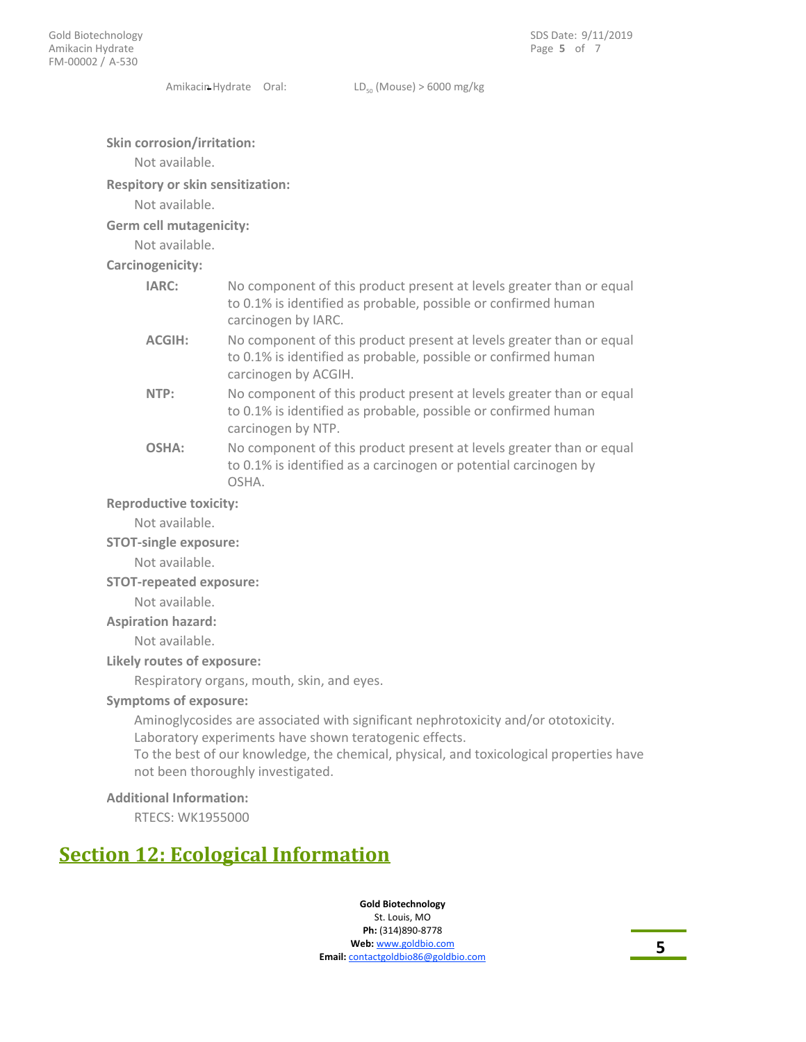Amikacin Hydrate Oral: $LD_{50}$ (Mouse) > 6000 mg/kg

**Skin corrosion/irritation:**

Not available.

**Respitory or skin sensitization:**

Not available.

**Germ cell mutagenicity:**

Not available.

**Carcinogenicity:**

**IARC:** No component of this product present at levels greater than or equal to 0.1% is identified as probable, possible or confirmed human carcinogen by IARC.

**ACGIH:** No component of this product present at levels greater than or equal to 0.1% is identified as probable, possible or confirmed human carcinogen by ACGIH.

**NTP:** No component of this product present at levels greater than or equal to 0.1% is identified as probable, possible or confirmed human carcinogen by NTP.

**OSHA:** No component of this product present at levels greater than or equal to 0.1% is identified as a carcinogen or potential carcinogen by OSHA.

**Reproductive toxicity:**

Not available.

**STOT-single exposure:**

Not available.

**STOT-repeated exposure:**

Not available.

**Aspiration hazard:**

Not available.

**Likely routes of exposure:**

Respiratory organs, mouth, skin, and eyes.

**Symptoms of exposure:**

Aminoglycosides are associated with significant nephrotoxicity and/or ototoxicity.
Laboratory experiments have shown teratogenic effects.
To the best of our knowledge, the chemical, physical, and toxicological properties have not been thoroughly investigated.

**Additional Information:**

RTECS: WK1955000

## Section 12: Ecological Information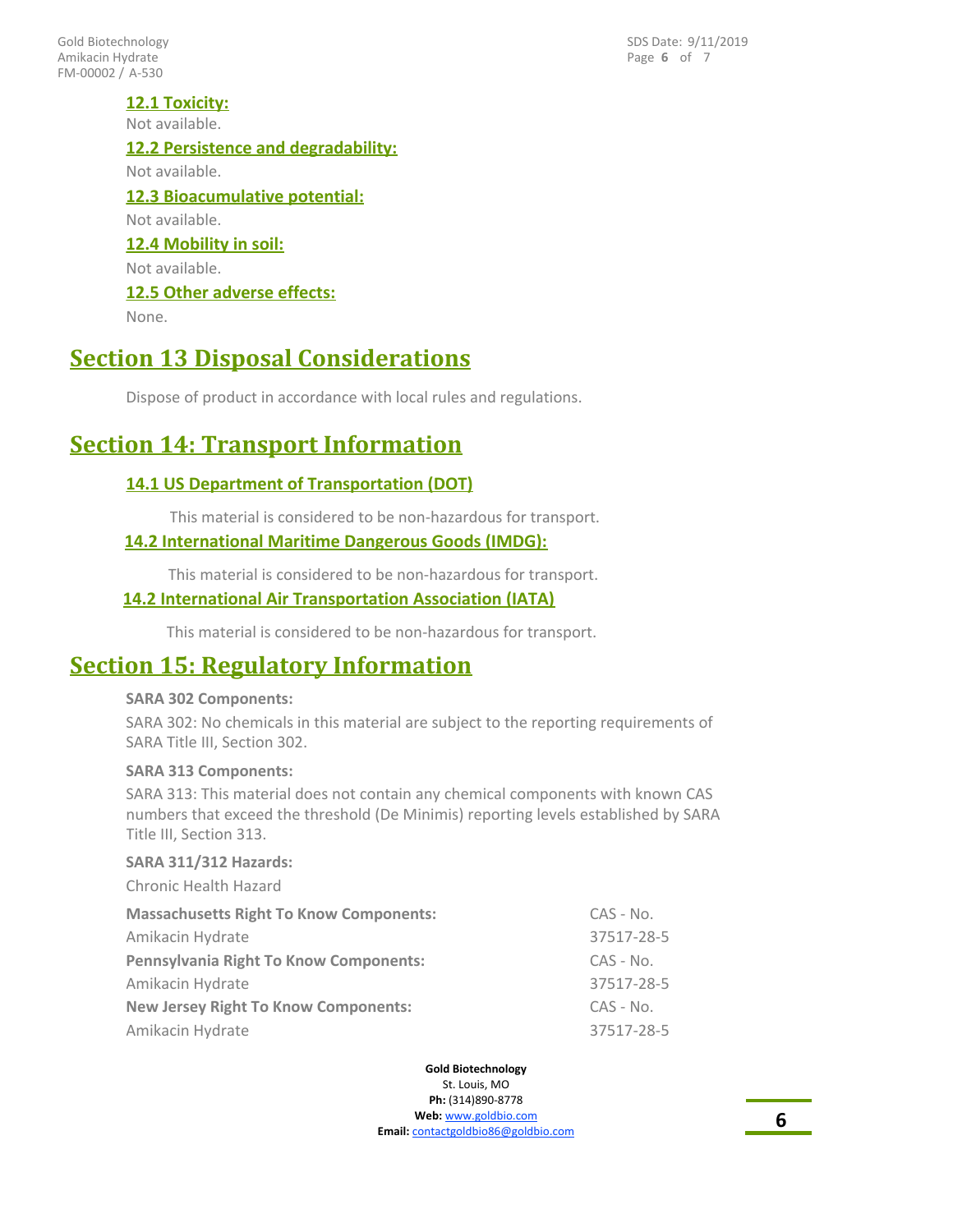### 12.1 Toxicity:

Not available.

### 12.2 Persistence and degradability:

Not available.

### 12.3 Bioacumulative potential:

Not available.

### 12.4 Mobility in soil:

Not available.

### 12.5 Other adverse effects:

None.

## Section 13 Disposal Considerations

Dispose of product in accordance with local rules and regulations.

## Section 14: Transport Information

### 14.1 US Department of Transportation (DOT)

This material is considered to be non-hazardous for transport.

### 14.2 International Maritime Dangerous Goods (IMDG):

This material is considered to be non-hazardous for transport.

### 14.2 International Air Transportation Association (IATA)

This material is considered to be non-hazardous for transport.

## Section 15: Regulatory Information

**SARA 302 Components:**

SARA 302: No chemicals in this material are subject to the reporting requirements of SARA Title III, Section 302.

**SARA 313 Components:**

SARA 313: This material does not contain any chemical components with known CAS numbers that exceed the threshold (De Minimis) reporting levels established by SARA Title III, Section 313.

**SARA 311/312 Hazards:**

Chronic Health Hazard

| **Massachusetts Right To Know Components:** | CAS - No. |
|---|---|
| Amikacin Hydrate | 37517-28-5 |
| **Pennsylvania Right To Know Components:** | CAS - No. |
| Amikacin Hydrate | 37517-28-5 |
| **New Jersey Right To Know Components:** | CAS - No. |
| Amikacin Hydrate | 37517-28-5 |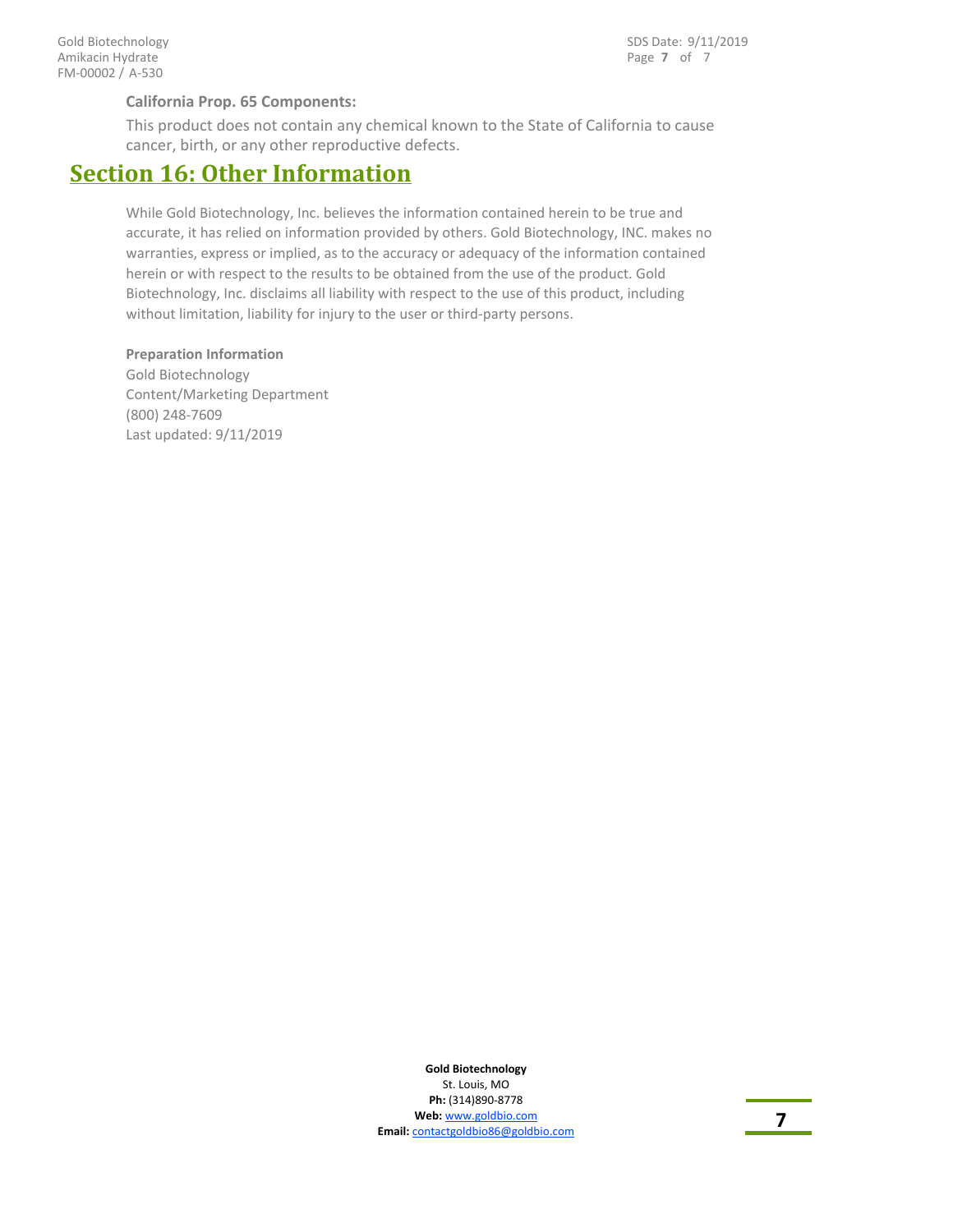**California Prop. 65 Components:**

This product does not contain any chemical known to the State of California to cause cancer, birth, or any other reproductive defects.

## Section 16: Other Information

While Gold Biotechnology, Inc. believes the information contained herein to be true and accurate, it has relied on information provided by others. Gold Biotechnology, INC. makes no warranties, express or implied, as to the accuracy or adequacy of the information contained herein or with respect to the results to be obtained from the use of the product. Gold Biotechnology, Inc. disclaims all liability with respect to the use of this product, including without limitation, liability for injury to the user or third-party persons.

**Preparation Information**

Gold Biotechnology
Content/Marketing Department
(800) 248-7609
Last updated: 9/11/2019